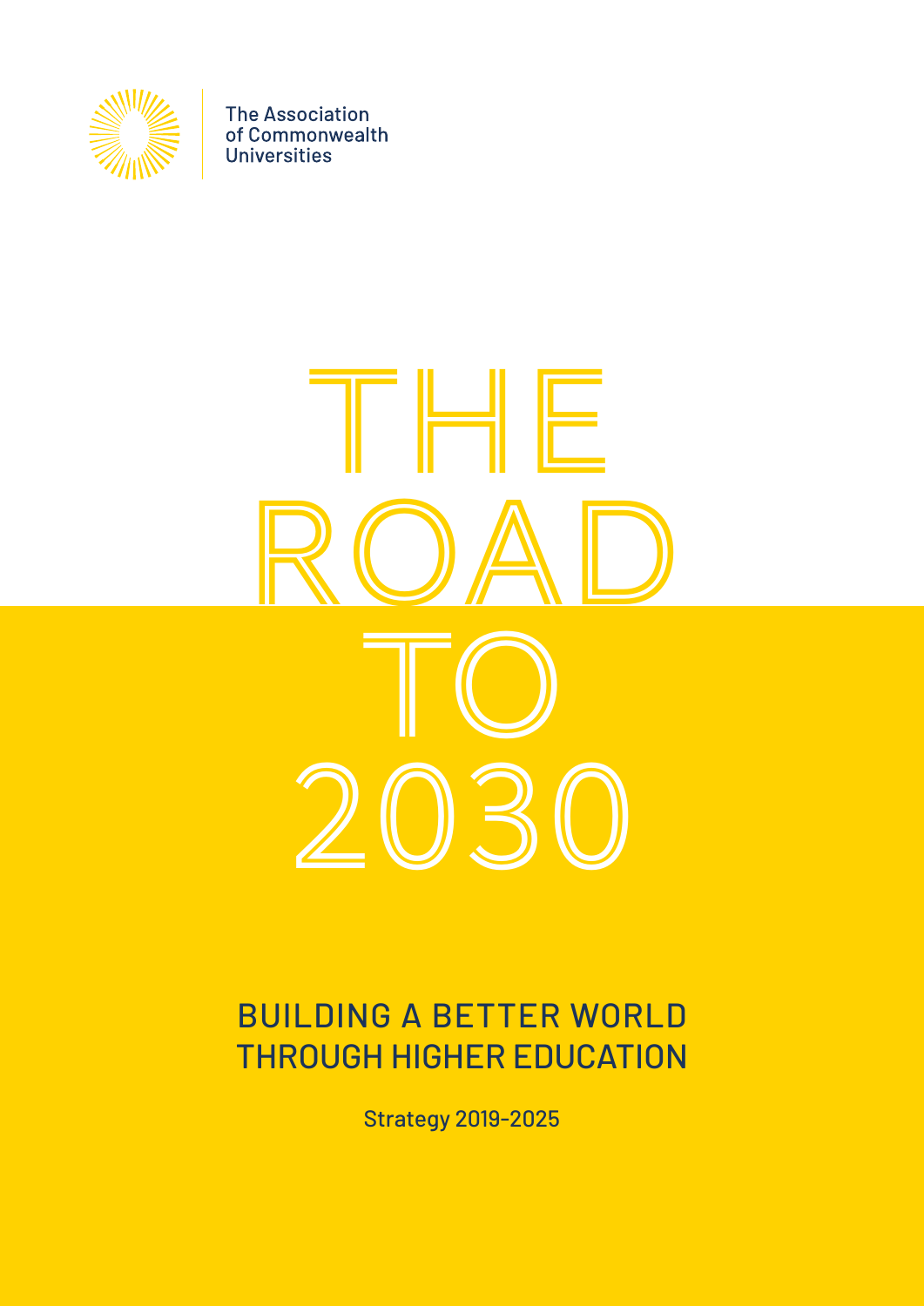The Association of Commonwealth Universities

# THE ROAD TO 2030

## BUILDING A BETTER WORLD THROUGH HIGHER EDUCATION

Strategy 2019-2025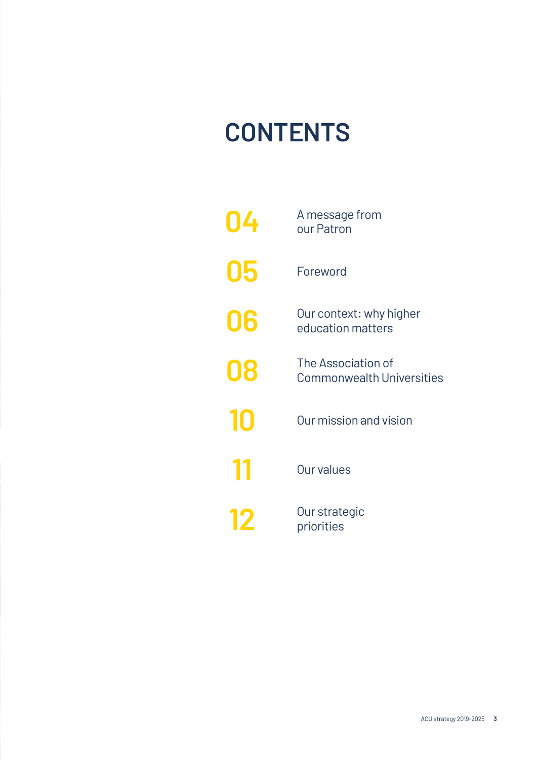# CONTENTS

| | |
|---|---|
| 04 | A message from our Patron |
| 05 | Foreword |
| 06 | Our context: why higher education matters |
| 08 | The Association of Commonwealth Universities |
| 10 | Our mission and vision |
| 11 | Our values |
| 12 | Our strategic priorities |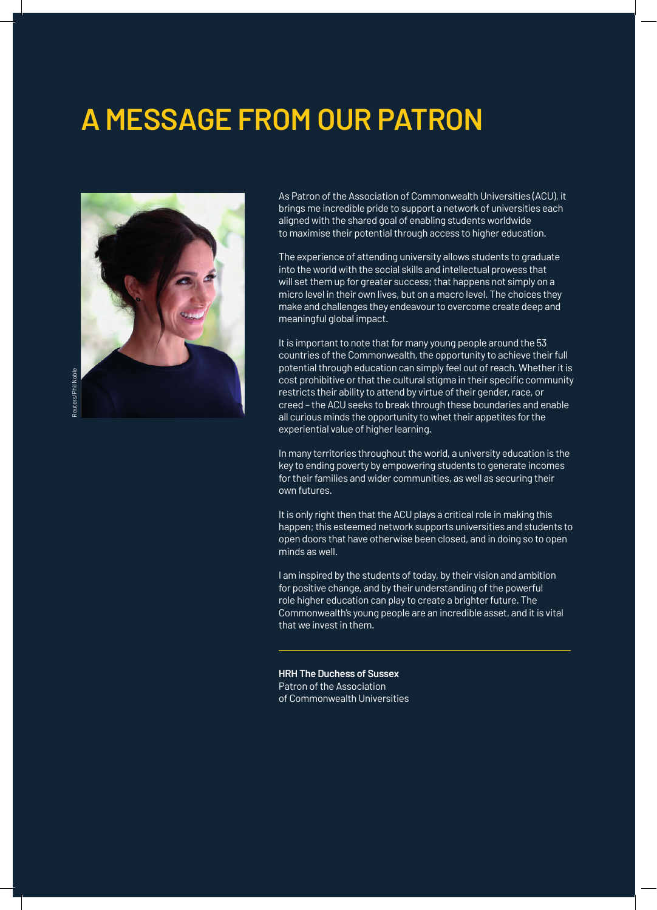# A MESSAGE FROM OUR PATRON

Reuters/Phil Noble

As Patron of the Association of Commonwealth Universities (ACU), it brings me incredible pride to support a network of universities each aligned with the shared goal of enabling students worldwide to maximise their potential through access to higher education.

The experience of attending university allows students to graduate into the world with the social skills and intellectual prowess that will set them up for greater success; that happens not simply on a micro level in their own lives, but on a macro level. The choices they make and challenges they endeavour to overcome create deep and meaningful global impact.

It is important to note that for many young people around the 53 countries of the Commonwealth, the opportunity to achieve their full potential through education can simply feel out of reach. Whether it is cost prohibitive or that the cultural stigma in their specific community restricts their ability to attend by virtue of their gender, race, or creed – the ACU seeks to break through these boundaries and enable all curious minds the opportunity to whet their appetites for the experiential value of higher learning.

In many territories throughout the world, a university education is the key to ending poverty by empowering students to generate incomes for their families and wider communities, as well as securing their own futures.

It is only right then that the ACU plays a critical role in making this happen; this esteemed network supports universities and students to open doors that have otherwise been closed, and in doing so to open minds as well.

I am inspired by the students of today, by their vision and ambition for positive change, and by their understanding of the powerful role higher education can play to create a brighter future. The Commonwealth's young people are an incredible asset, and it is vital that we invest in them.

---

**HRH The Duchess of Sussex**
Patron of the Association of Commonwealth Universities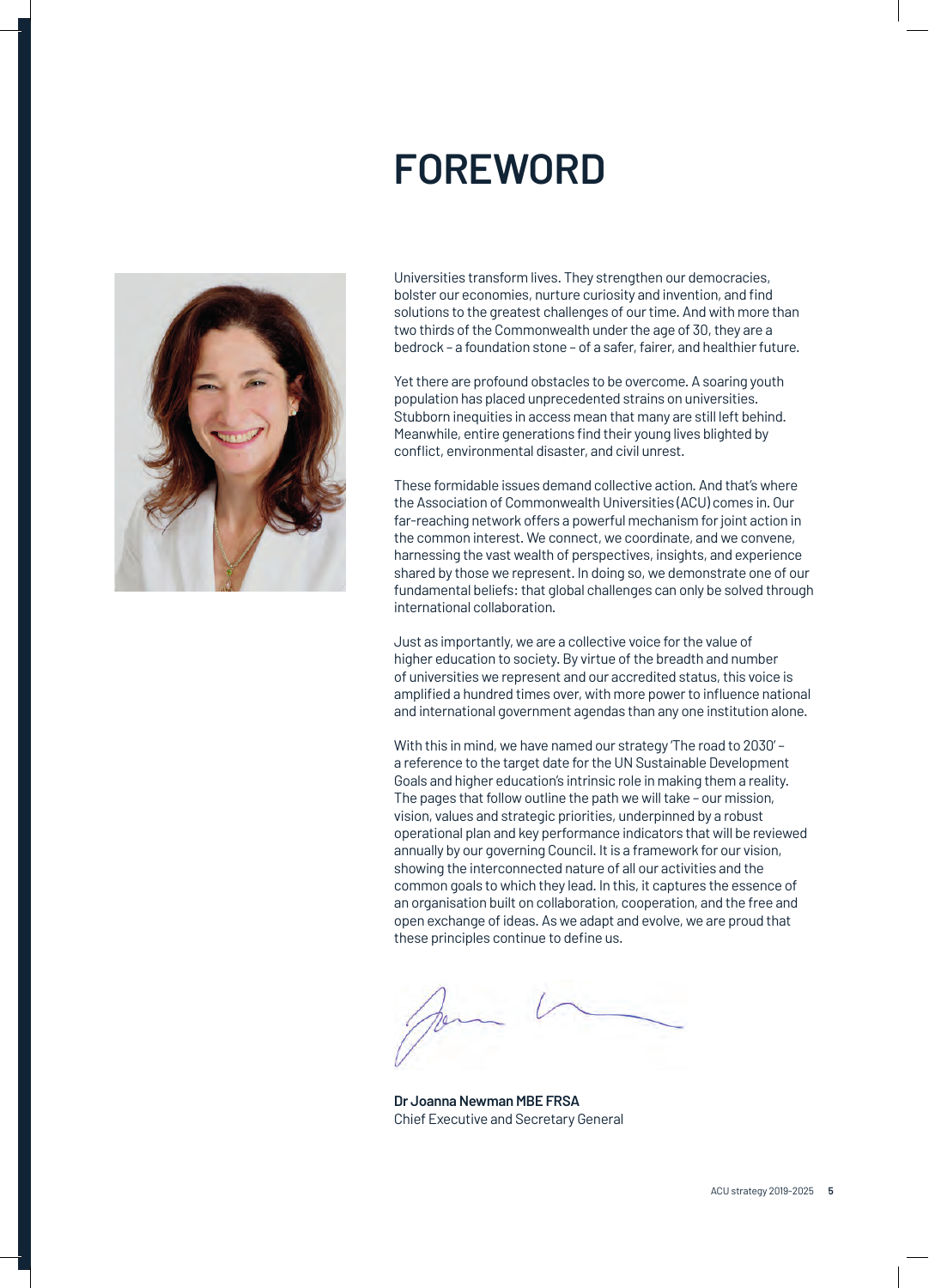# FOREWORD

Universities transform lives. They strengthen our democracies, bolster our economies, nurture curiosity and invention, and find solutions to the greatest challenges of our time. And with more than two thirds of the Commonwealth under the age of 30, they are a bedrock – a foundation stone – of a safer, fairer, and healthier future.

Yet there are profound obstacles to be overcome. A soaring youth population has placed unprecedented strains on universities. Stubborn inequities in access mean that many are still left behind. Meanwhile, entire generations find their young lives blighted by conflict, environmental disaster, and civil unrest.

These formidable issues demand collective action. And that's where the Association of Commonwealth Universities (ACU) comes in. Our far-reaching network offers a powerful mechanism for joint action in the common interest. We connect, we coordinate, and we convene, harnessing the vast wealth of perspectives, insights, and experience shared by those we represent. In doing so, we demonstrate one of our fundamental beliefs: that global challenges can only be solved through international collaboration.

Just as importantly, we are a collective voice for the value of higher education to society. By virtue of the breadth and number of universities we represent and our accredited status, this voice is amplified a hundred times over, with more power to influence national and international government agendas than any one institution alone.

With this in mind, we have named our strategy 'The road to 2030' – a reference to the target date for the UN Sustainable Development Goals and higher education's intrinsic role in making them a reality. The pages that follow outline the path we will take – our mission, vision, values and strategic priorities, underpinned by a robust operational plan and key performance indicators that will be reviewed annually by our governing Council. It is a framework for our vision, showing the interconnected nature of all our activities and the common goals to which they lead. In this, it captures the essence of an organisation built on collaboration, cooperation, and the free and open exchange of ideas. As we adapt and evolve, we are proud that these principles continue to define us.

**Dr Joanna Newman MBE FRSA**
Chief Executive and Secretary General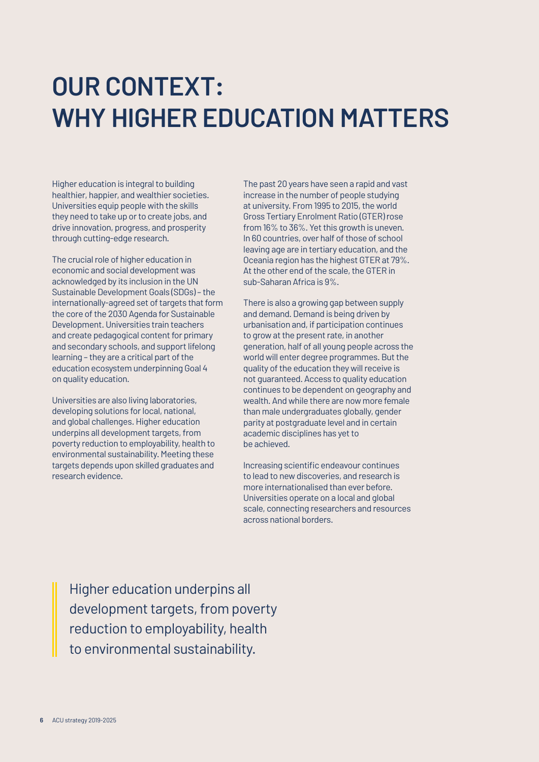# OUR CONTEXT: WHY HIGHER EDUCATION MATTERS

Higher education is integral to building healthier, happier, and wealthier societies. Universities equip people with the skills they need to take up or to create jobs, and drive innovation, progress, and prosperity through cutting-edge research.

The crucial role of higher education in economic and social development was acknowledged by its inclusion in the UN Sustainable Development Goals (SDGs) – the internationally-agreed set of targets that form the core of the 2030 Agenda for Sustainable Development. Universities train teachers and create pedagogical content for primary and secondary schools, and support lifelong learning – they are a critical part of the education ecosystem underpinning Goal 4 on quality education.

Universities are also living laboratories, developing solutions for local, national, and global challenges. Higher education underpins all development targets, from poverty reduction to employability, health to environmental sustainability. Meeting these targets depends upon skilled graduates and research evidence.

The past 20 years have seen a rapid and vast increase in the number of people studying at university. From 1995 to 2015, the world Gross Tertiary Enrolment Ratio (GTER) rose from 16% to 36%. Yet this growth is uneven. In 60 countries, over half of those of school leaving age are in tertiary education, and the Oceania region has the highest GTER at 79%. At the other end of the scale, the GTER in sub-Saharan Africa is 9%.

There is also a growing gap between supply and demand. Demand is being driven by urbanisation and, if participation continues to grow at the present rate, in another generation, half of all young people across the world will enter degree programmes. But the quality of the education they will receive is not guaranteed. Access to quality education continues to be dependent on geography and wealth. And while there are now more female than male undergraduates globally, gender parity at postgraduate level and in certain academic disciplines has yet to be achieved.

Increasing scientific endeavour continues to lead to new discoveries, and research is more internationalised than ever before. Universities operate on a local and global scale, connecting researchers and resources across national borders.

> Higher education underpins all development targets, from poverty reduction to employability, health to environmental sustainability.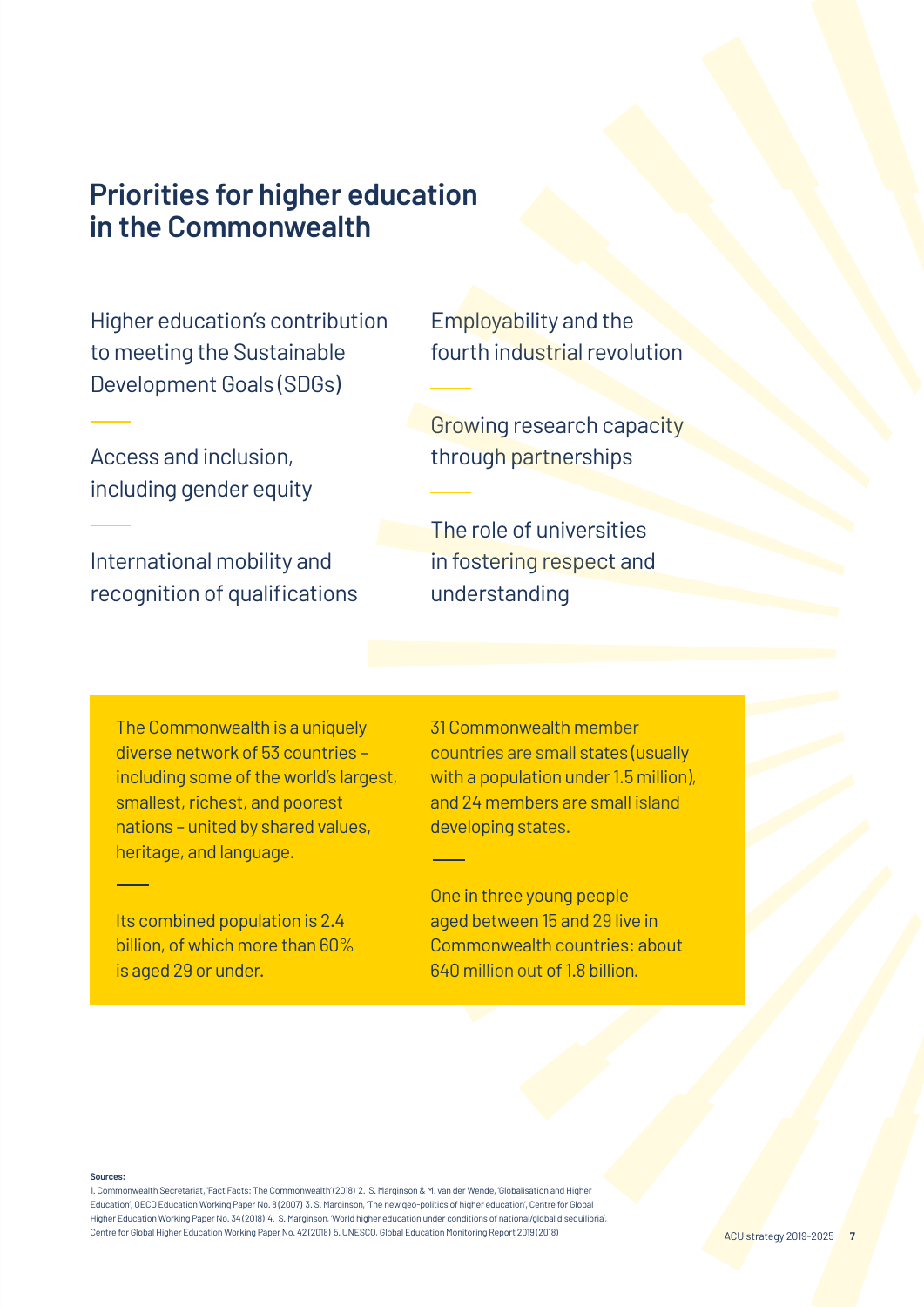## Priorities for higher education in the Commonwealth

Higher education's contribution to meeting the Sustainable Development Goals (SDGs)

Access and inclusion, including gender equity

International mobility and recognition of qualifications

Employability and the fourth industrial revolution

Growing research capacity through partnerships

The role of universities in fostering respect and understanding

The Commonwealth is a uniquely diverse network of 53 countries – including some of the world's largest, smallest, richest, and poorest nations – united by shared values, heritage, and language.

Its combined population is 2.4 billion, of which more than 60% is aged 29 or under.

31 Commonwealth member countries are small states (usually with a population under 1.5 million), and 24 members are small island developing states.

One in three young people aged between 15 and 29 live in Commonwealth countries: about 640 million out of 1.8 billion.

**Sources:**
1. Commonwealth Secretariat, 'Fact Facts: The Commonwealth' (2018) 2. S. Marginson & M. van der Wende, 'Globalisation and Higher Education', OECD Education Working Paper No. 8 (2007) 3. S. Marginson, 'The new geo-politics of higher education', Centre for Global Higher Education Working Paper No. 34 (2018) 4. S. Marginson, 'World higher education under conditions of national/global disequilibria', Centre for Global Higher Education Working Paper No. 42 (2018) 5. UNESCO, Global Education Monitoring Report 2019 (2018)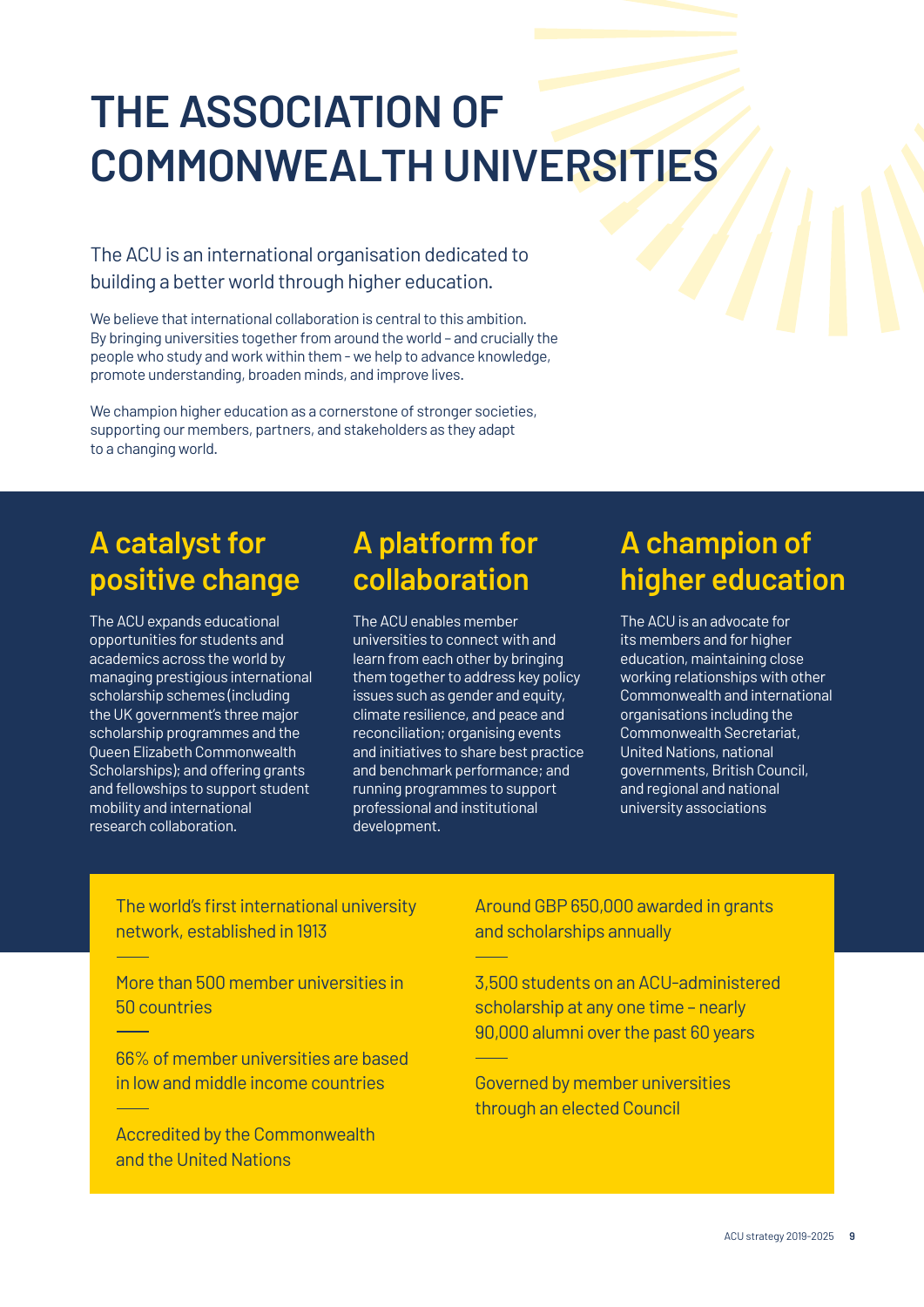# THE ASSOCIATION OF COMMONWEALTH UNIVERSITIES

The ACU is an international organisation dedicated to building a better world through higher education.

We believe that international collaboration is central to this ambition. By bringing universities together from around the world – and crucially the people who study and work within them – we help to advance knowledge, promote understanding, broaden minds, and improve lives.

We champion higher education as a cornerstone of stronger societies, supporting our members, partners, and stakeholders as they adapt to a changing world.

## A catalyst for positive change

The ACU expands educational opportunities for students and academics across the world by managing prestigious international scholarship schemes (including the UK government's three major scholarship programmes and the Queen Elizabeth Commonwealth Scholarships); and offering grants and fellowships to support student mobility and international research collaboration.

## A platform for collaboration

The ACU enables member universities to connect with and learn from each other by bringing them together to address key policy issues such as gender and equity, climate resilience, and peace and reconciliation; organising events and initiatives to share best practice and benchmark performance; and running programmes to support professional and institutional development.

## A champion of higher education

The ACU is an advocate for its members and for higher education, maintaining close working relationships with other Commonwealth and international organisations including the Commonwealth Secretariat, United Nations, national governments, British Council, and regional and national university associations

The world's first international university network, established in 1913

More than 500 member universities in 50 countries

66% of member universities are based in low and middle income countries

Accredited by the Commonwealth and the United Nations

Around GBP 650,000 awarded in grants and scholarships annually

3,500 students on an ACU-administered scholarship at any one time – nearly 90,000 alumni over the past 60 years

Governed by member universities through an elected Council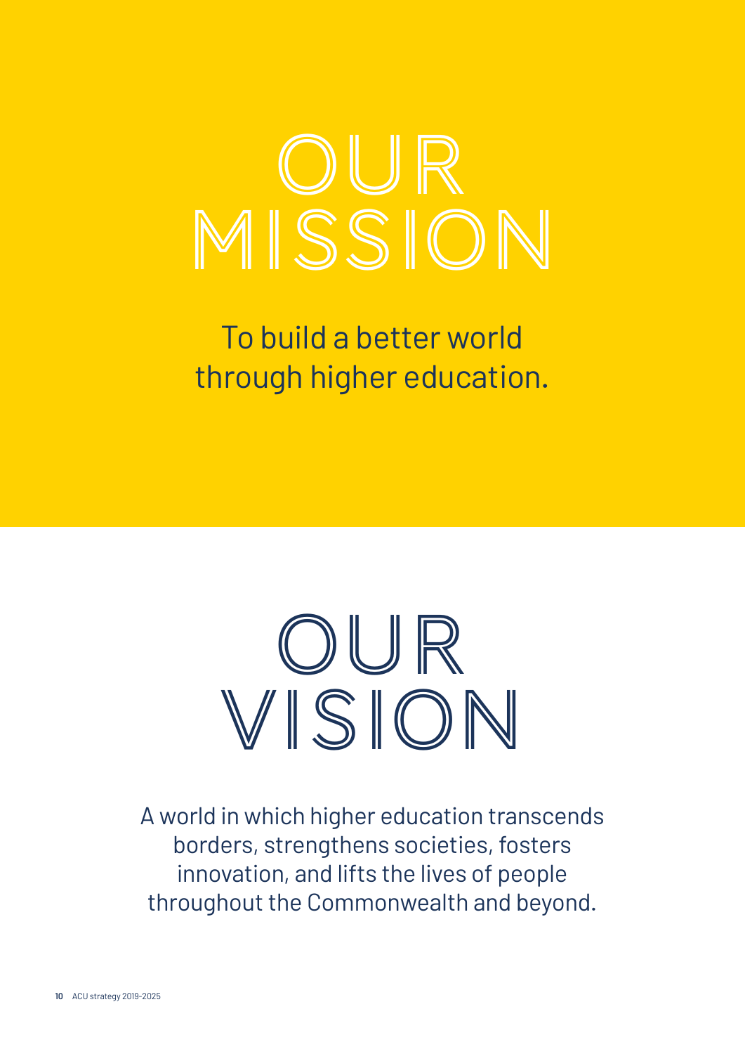# OUR MISSION

To build a better world through higher education.

# OUR VISION

A world in which higher education transcends borders, strengthens societies, fosters innovation, and lifts the lives of people throughout the Commonwealth and beyond.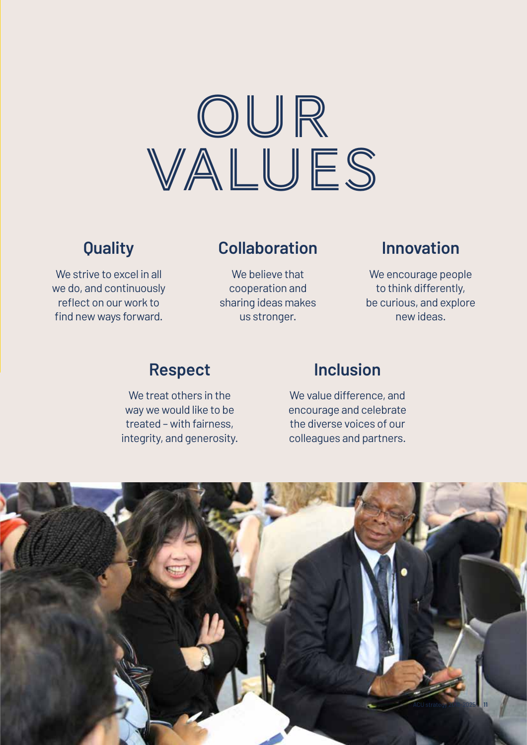# OUR VALUES

## Quality

We strive to excel in all we do, and continuously reflect on our work to find new ways forward.

## Collaboration

We believe that cooperation and sharing ideas makes us stronger.

## Innovation

We encourage people to think differently, be curious, and explore new ideas.

## Respect

We treat others in the way we would like to be treated – with fairness, integrity, and generosity.

## Inclusion

We value difference, and encourage and celebrate the diverse voices of our colleagues and partners.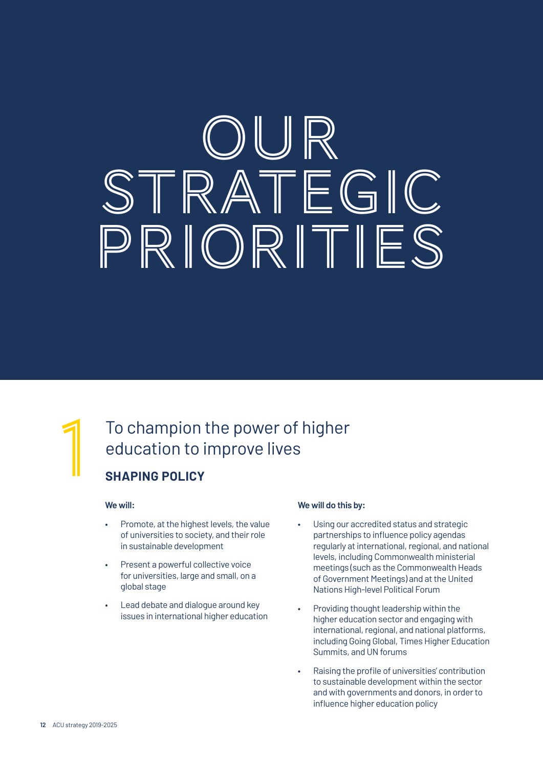# OUR STRATEGIC PRIORITIES

## 1 To champion the power of higher education to improve lives

### SHAPING POLICY

**We will:**

- Promote, at the highest levels, the value of universities to society, and their role in sustainable development
- Present a powerful collective voice for universities, large and small, on a global stage
- Lead debate and dialogue around key issues in international higher education

**We will do this by:**

- Using our accredited status and strategic partnerships to influence policy agendas regularly at international, regional, and national levels, including Commonwealth ministerial meetings (such as the Commonwealth Heads of Government Meetings) and at the United Nations High-level Political Forum
- Providing thought leadership within the higher education sector and engaging with international, regional, and national platforms, including Going Global, Times Higher Education Summits, and UN forums
- Raising the profile of universities' contribution to sustainable development within the sector and with governments and donors, in order to influence higher education policy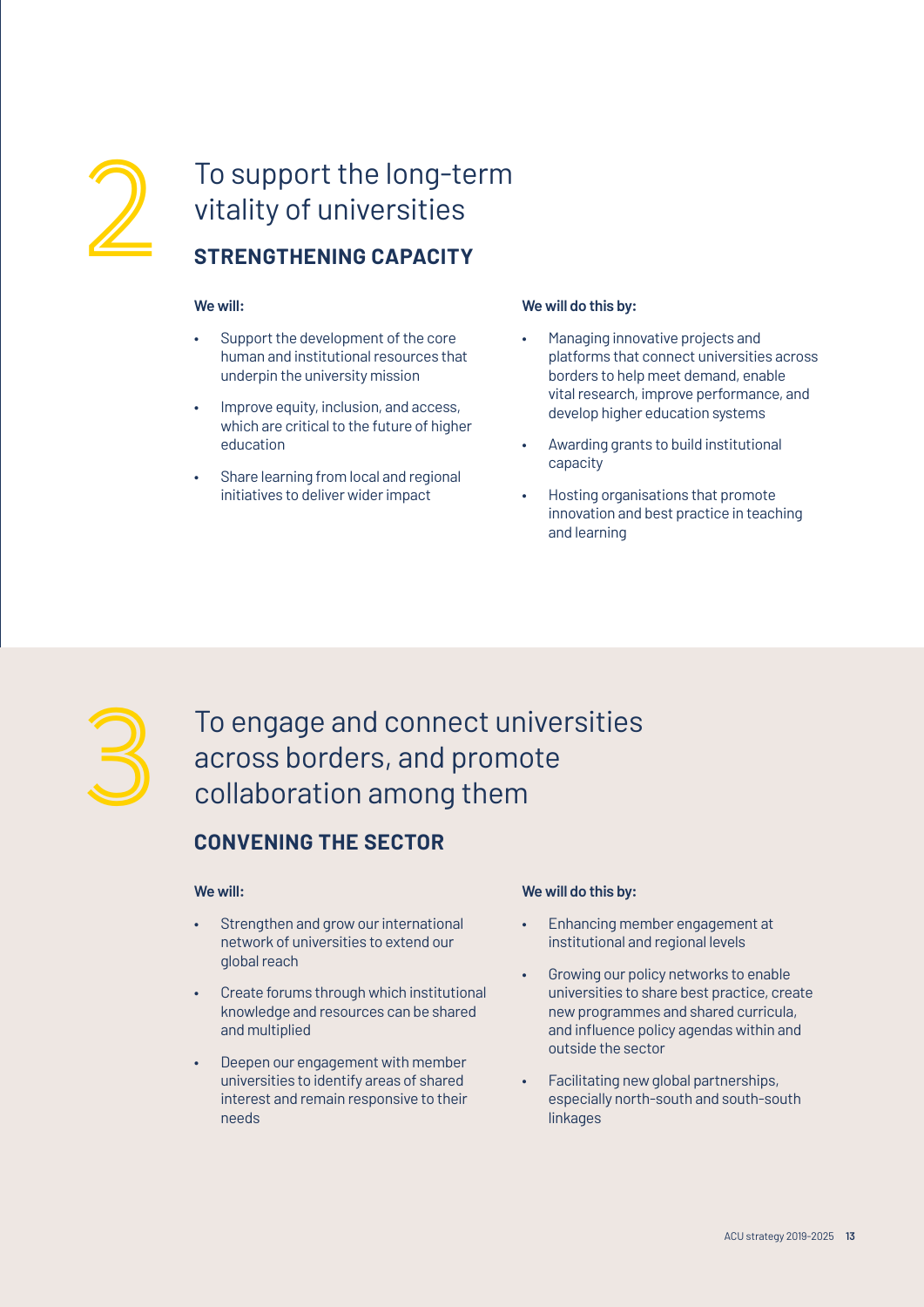## 2 To support the long-term vitality of universities

### STRENGTHENING CAPACITY

**We will:**

- Support the development of the core human and institutional resources that underpin the university mission
- Improve equity, inclusion, and access, which are critical to the future of higher education
- Share learning from local and regional initiatives to deliver wider impact

**We will do this by:**

- Managing innovative projects and platforms that connect universities across borders to help meet demand, enable vital research, improve performance, and develop higher education systems
- Awarding grants to build institutional capacity
- Hosting organisations that promote innovation and best practice in teaching and learning

## 3 To engage and connect universities across borders, and promote collaboration among them

### CONVENING THE SECTOR

**We will:**

- Strengthen and grow our international network of universities to extend our global reach
- Create forums through which institutional knowledge and resources can be shared and multiplied
- Deepen our engagement with member universities to identify areas of shared interest and remain responsive to their needs

**We will do this by:**

- Enhancing member engagement at institutional and regional levels
- Growing our policy networks to enable universities to share best practice, create new programmes and shared curricula, and influence policy agendas within and outside the sector
- Facilitating new global partnerships, especially north-south and south-south linkages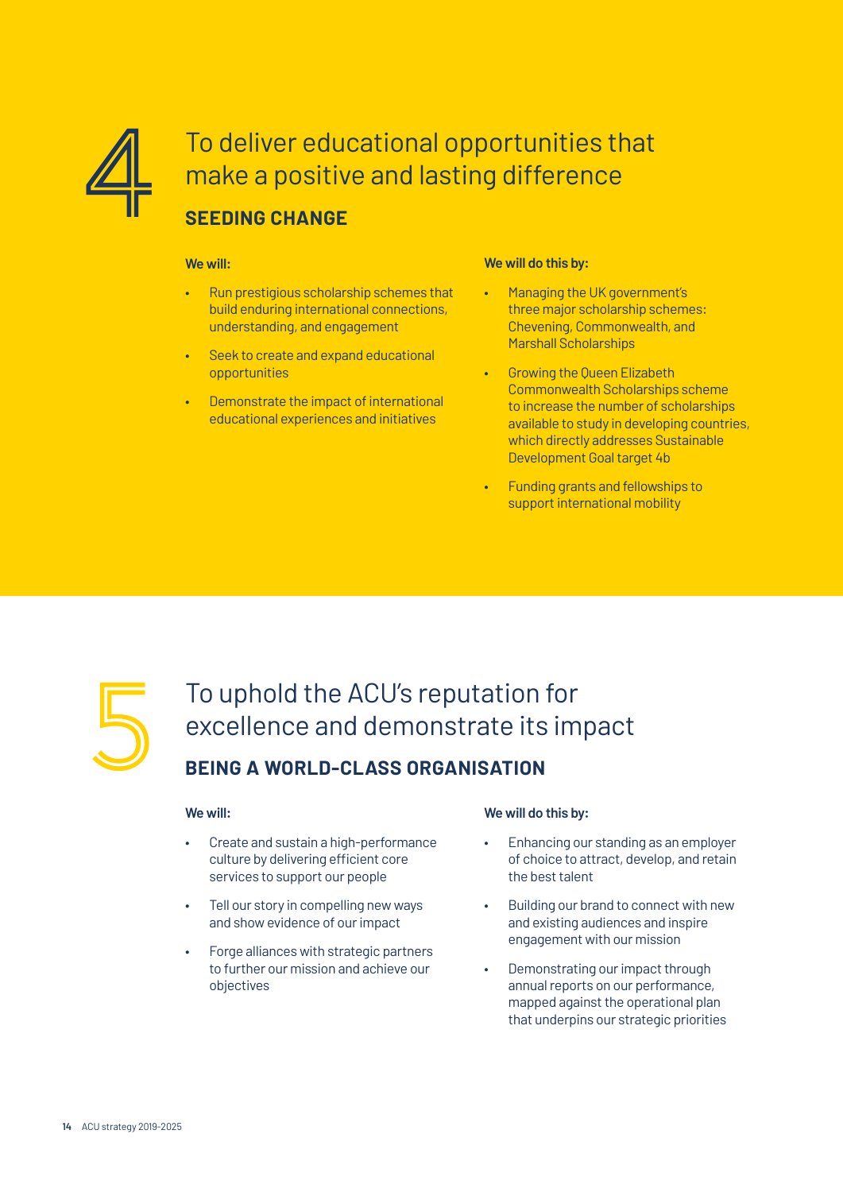# 4 To deliver educational opportunities that make a positive and lasting difference

## SEEDING CHANGE

**We will:**

- Run prestigious scholarship schemes that build enduring international connections, understanding, and engagement
- Seek to create and expand educational opportunities
- Demonstrate the impact of international educational experiences and initiatives

**We will do this by:**

- Managing the UK government's three major scholarship schemes: Chevening, Commonwealth, and Marshall Scholarships
- Growing the Queen Elizabeth Commonwealth Scholarships scheme to increase the number of scholarships available to study in developing countries, which directly addresses Sustainable Development Goal target 4b
- Funding grants and fellowships to support international mobility

# 5 To uphold the ACU's reputation for excellence and demonstrate its impact

## BEING A WORLD-CLASS ORGANISATION

**We will:**

- Create and sustain a high-performance culture by delivering efficient core services to support our people
- Tell our story in compelling new ways and show evidence of our impact
- Forge alliances with strategic partners to further our mission and achieve our objectives

**We will do this by:**

- Enhancing our standing as an employer of choice to attract, develop, and retain the best talent
- Building our brand to connect with new and existing audiences and inspire engagement with our mission
- Demonstrating our impact through annual reports on our performance, mapped against the operational plan that underpins our strategic priorities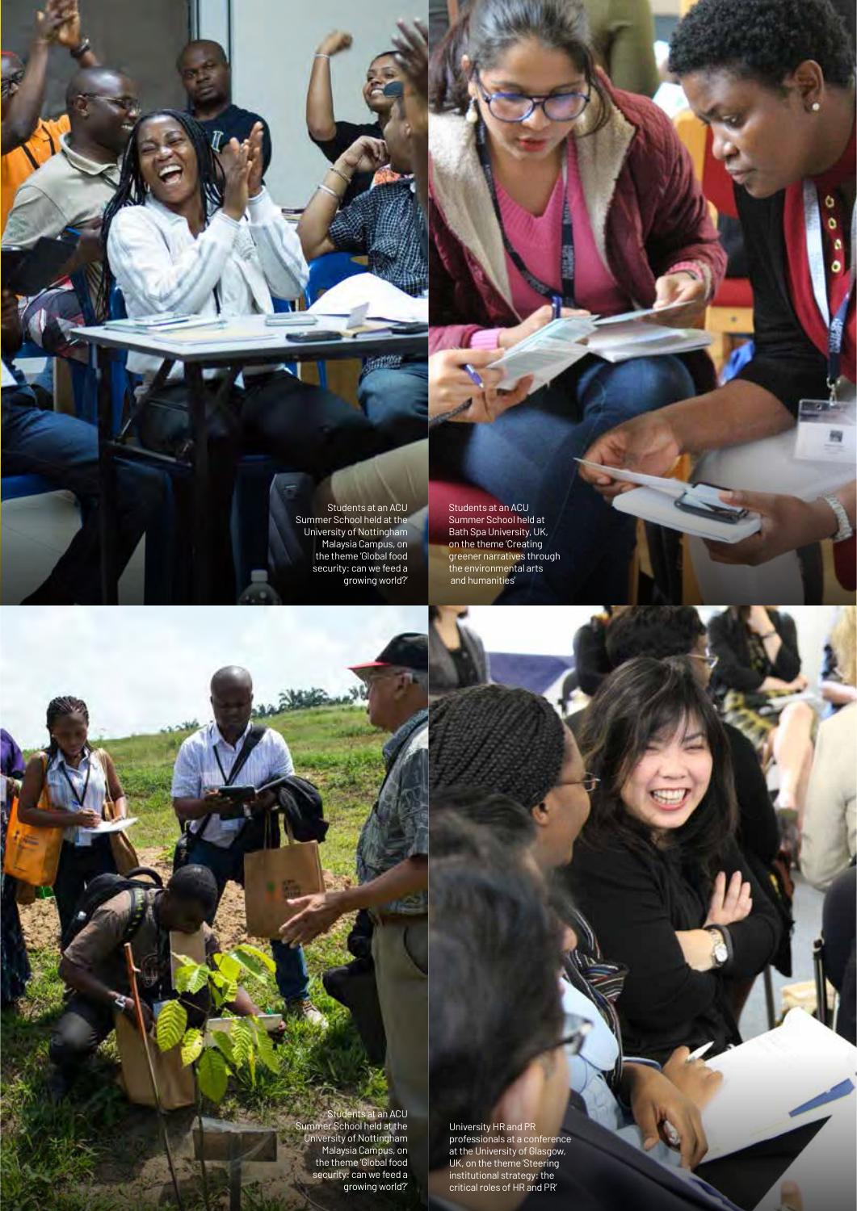Students at an ACU Summer School held at the University of Nottingham Malaysia Campus, on the theme 'Global food security: can we feed a growing world?'

Students at an ACU Summer School held at Bath Spa University, UK, on the theme 'Creating greener narratives through the environmental arts and humanities'

Students at an ACU Summer School held at the University of Nottingham Malaysia Campus, on the theme 'Global food security: can we feed a growing world?'

University HR and PR professionals at a conference at the University of Glasgow, UK, on the theme 'Steering institutional strategy: the critical roles of HR and PR'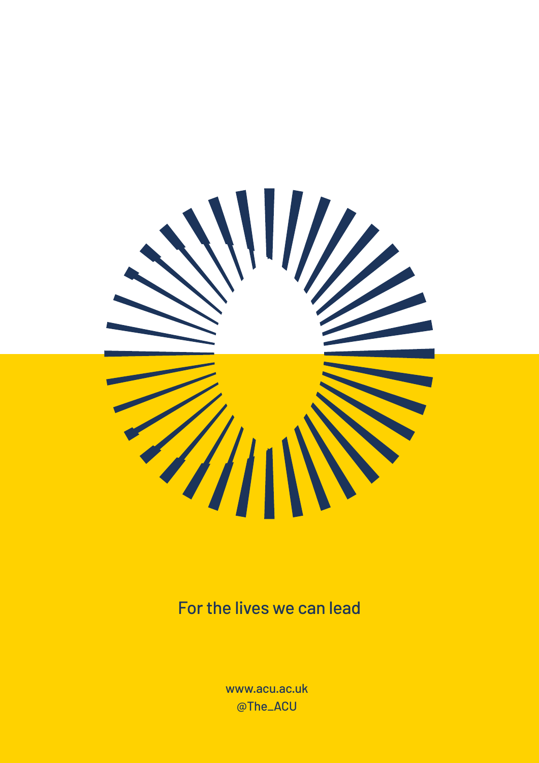For the lives we can lead

www.acu.ac.uk
@The_ACU